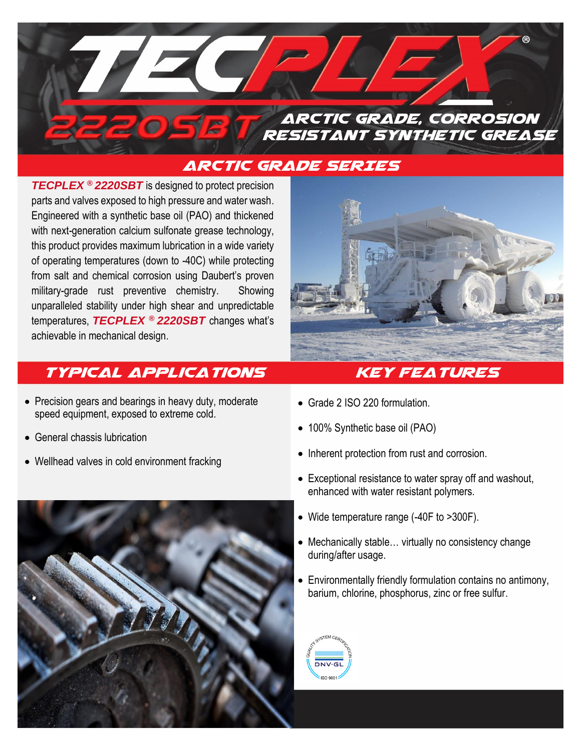# TECPLEX®

## 2220SBT ARCTIC GRADE, CORROSION RESISTANT SYNTHETIC GREASE

## ARCTIC GRADE SERIES

***TECPLEX® 2220SBT*** is designed to protect precision parts and valves exposed to high pressure and water wash. Engineered with a synthetic base oil (PAO) and thickened with next-generation calcium sulfonate grease technology, this product provides maximum lubrication in a wide variety of operating temperatures (down to -40C) while protecting from salt and chemical corrosion using Daubert's proven military-grade rust preventive chemistry. Showing unparalleled stability under high shear and unpredictable temperatures, ***TECPLEX® 2220SBT*** changes what's achievable in mechanical design.

## TYPICAL APPLICATIONS

- Precision gears and bearings in heavy duty, moderate speed equipment, exposed to extreme cold.
- General chassis lubrication
- Wellhead valves in cold environment fracking

## KEY FEATURES

- Grade 2 ISO 220 formulation.
- 100% Synthetic base oil (PAO)
- Inherent protection from rust and corrosion.
- Exceptional resistance to water spray off and washout, enhanced with water resistant polymers.
- Wide temperature range (-40F to >300F).
- Mechanically stable… virtually no consistency change during/after usage.
- Environmentally friendly formulation contains no antimony, barium, chlorine, phosphorus, zinc or free sulfur.

QUALITY SYSTEM CERTIFICATION DNV·GL ISO 9001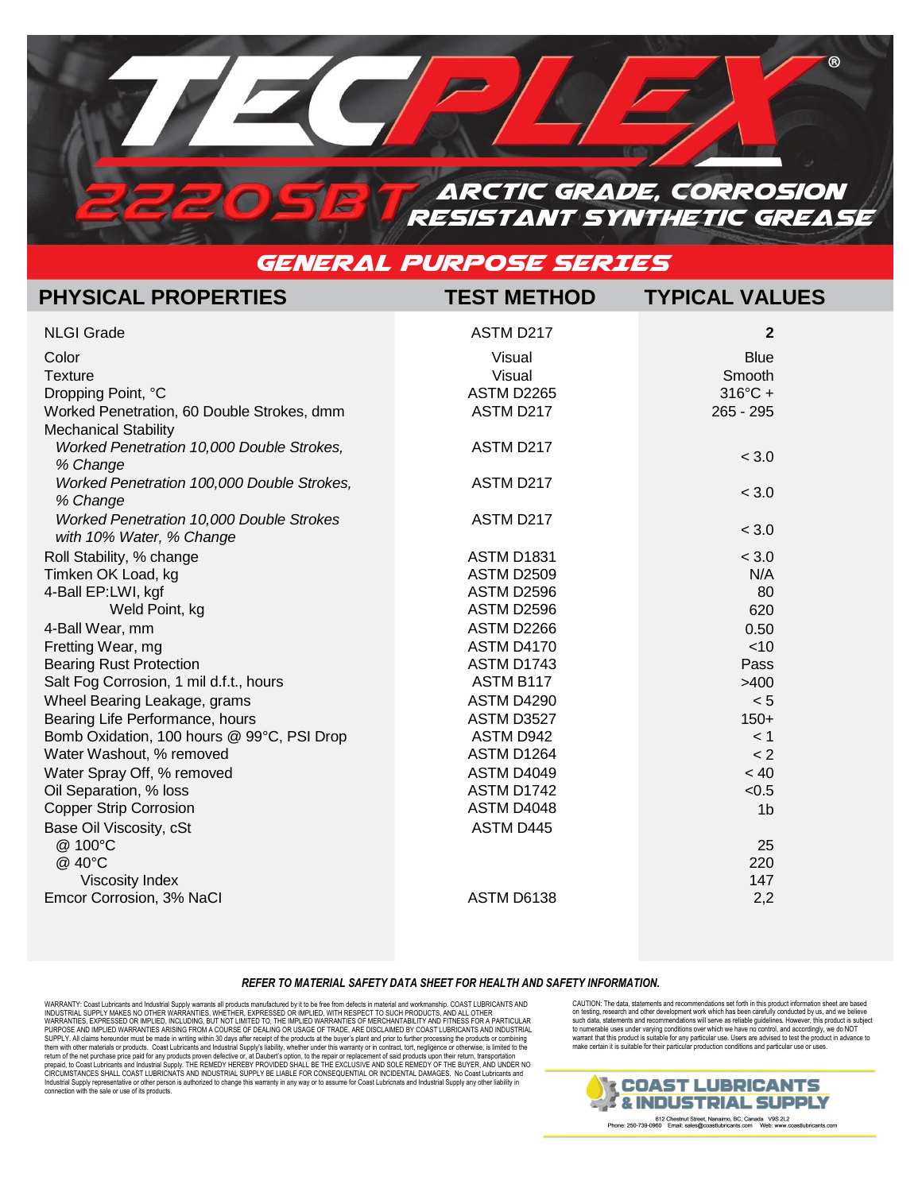# TECPLEX®

## 2220SBT ARCTIC GRADE, CORROSION RESISTANT SYNTHETIC GREASE

### GENERAL PURPOSE SERIES

| PHYSICAL PROPERTIES | TEST METHOD | TYPICAL VALUES |
|---|---|---|
| NLGI Grade | ASTM D217 | **2** |
| Color | Visual | Blue |
| Texture | Visual | Smooth |
| Dropping Point, °C | ASTM D2265 | 316°C + |
| Worked Penetration, 60 Double Strokes, dmm | ASTM D217 | 265 - 295 |
| Mechanical Stability | | |
| *Worked Penetration 10,000 Double Strokes, % Change* | ASTM D217 | < 3.0 |
| *Worked Penetration 100,000 Double Strokes, % Change* | ASTM D217 | < 3.0 |
| *Worked Penetration 10,000 Double Strokes with 10% Water, % Change* | ASTM D217 | < 3.0 |
| Roll Stability, % change | ASTM D1831 | < 3.0 |
| Timken OK Load, kg | ASTM D2509 | N/A |
| 4-Ball EP:LWI, kgf | ASTM D2596 | 80 |
| Weld Point, kg | ASTM D2596 | 620 |
| 4-Ball Wear, mm | ASTM D2266 | 0.50 |
| Fretting Wear, mg | ASTM D4170 | <10 |
| Bearing Rust Protection | ASTM D1743 | Pass |
| Salt Fog Corrosion, 1 mil d.f.t., hours | ASTM B117 | >400 |
| Wheel Bearing Leakage, grams | ASTM D4290 | < 5 |
| Bearing Life Performance, hours | ASTM D3527 | 150+ |
| Bomb Oxidation, 100 hours @ 99°C, PSI Drop | ASTM D942 | < 1 |
| Water Washout, % removed | ASTM D1264 | < 2 |
| Water Spray Off, % removed | ASTM D4049 | < 40 |
| Oil Separation, % loss | ASTM D1742 | <0.5 |
| Copper Strip Corrosion | ASTM D4048 | 1b |
| Base Oil Viscosity, cSt | ASTM D445 | |
| @ 100°C | | 25 |
| @ 40°C | | 220 |
| Viscosity Index | | 147 |
| Emcor Corrosion, 3% NaCl | ASTM D6138 | 2,2 |

***REFER TO MATERIAL SAFETY DATA SHEET FOR HEALTH AND SAFETY INFORMATION.***

WARRANTY: Coast Lubricants and Industrial Supply warrants all products manufactured by it to be free from defects in material and workmanship. COAST LUBRICANTS AND INDUSTRIAL SUPPLY MAKES NO OTHER WARRANTIES, WHETHER, EXPRESSED OR IMPLIED, WITH RESPECT TO SUCH PRODUCTS, AND ALL OTHER WARRANTIES, EXPRESSED OR IMPLIED, INCLUDING, BUT NOT LIMITED TO, THE IMPLIED WARRANTIES OF MERCHANTABILITY AND FITNESS FOR A PARTICULAR PURPOSE AND IMPLIED WARRANTIES ARISING FROM A COURSE OF DEALING OR USAGE OF TRADE, ARE DISCLAIMED BY COAST LUBRICANTS AND INDUSTRIAL SUPPLY. All claims hereunder must be made in writing within 30 days after receipt of the products at the buyer's plant and prior to further processing the products or combining them with other materials or products. Coast Lubricants and Industrial Supply's liability, whether under this warranty or in contract, tort, negligence or otherwise, is limited to the return of the net purchase price paid for any products proven defective or, at Daubert's option, to the repair or replacement of said products upon their return, transportation prepaid, to Coast Lubricants and Industrial Supply. THE REMEDY HEREBY PROVIDED SHALL BE THE EXCLUSIVE AND SOLE REMEDY OF THE BUYER, AND UNDER NO CIRCUMSTANCES SHALL COAST LUBRICANTS AND INDUSTRIAL SUPPLY BE LIABLE FOR CONSEQUENTIAL OR INCIDENTAL DAMAGES. No Coast Lubricants and Industrial Supply representative or other person is authorized to change this warranty in any way or to assume for Coast Lubricants and Industrial Supply any other liability in connection with the sale or use of its products.

CAUTION: The data, statements and recommendations set forth in this product information sheet are based on testing, research and other development work which has been carefully conducted by us, and we believe such data, statements and recommendations will serve as reliable guidelines. However, this product is subject to numerable uses under varying conditions over which we have no control, and accordingly, we do NOT warrant that this product is suitable for any particular use. Users are advised to test the product in advance to make certain it is suitable for their particular production conditions and particular use or uses.

**COAST LUBRICANTS & INDUSTRIAL SUPPLY**

612 Chestnut Street, Nanaimo, BC, Canada V9S 2L2
Phone: 250-739-0960 Email: sales@coastlubricants.com Web: www.coastlubricants.com